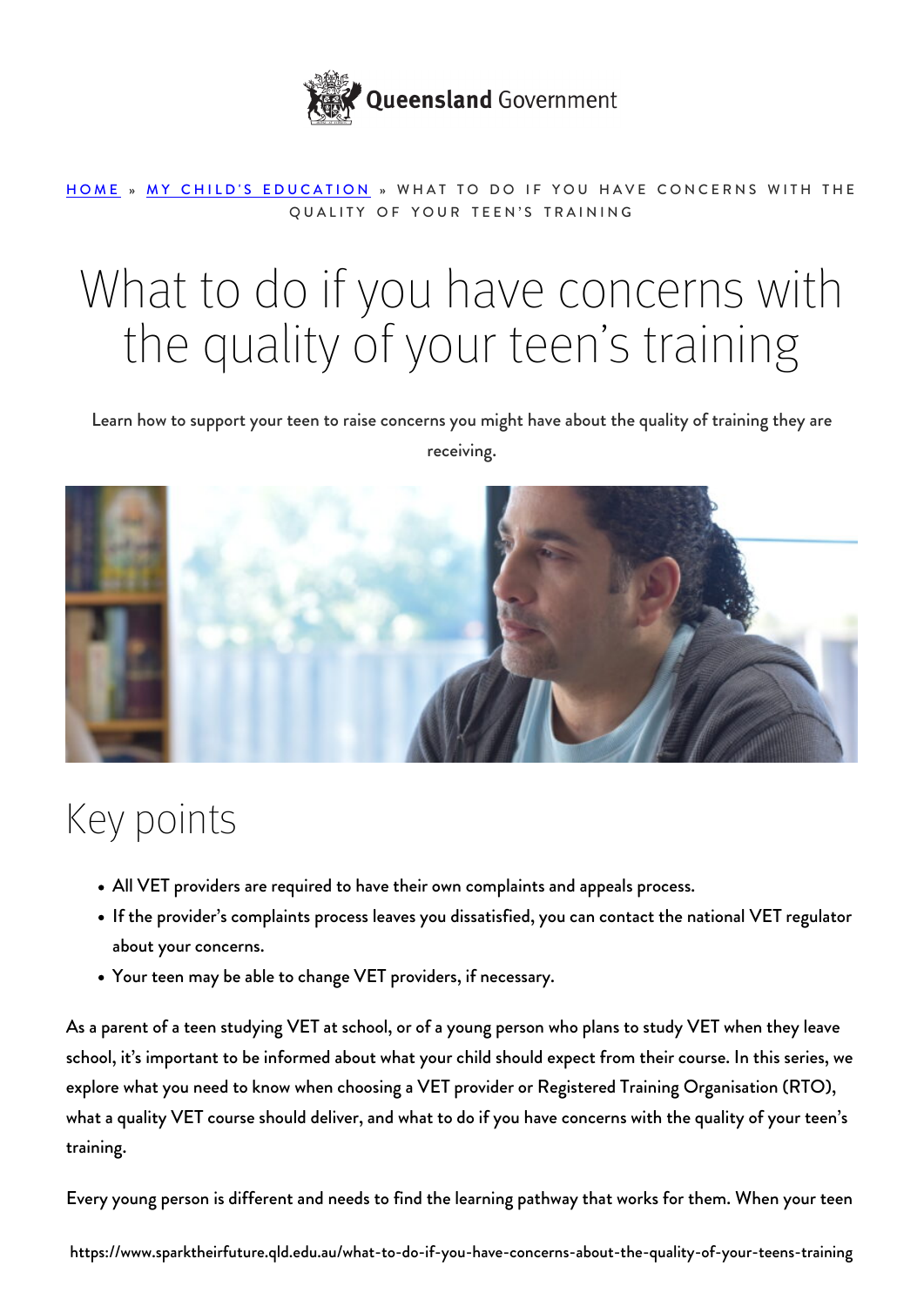Queensland Government

HOME » MY CHILD'S EDUCATION » WHAT TO DO IF YOU HAVE CONCERNS WITH THE QUALITY OF YOUR TEEN'S TRAINING

# What to do if you have concerns with the quality of your teen's training

Learn how to support your teen to raise concerns you might have about the quality of training they are receiving.

## Key points

- All VET providers are required to have their own complaints and appeals process.
- If the provider's complaints process leaves you dissatisfied, you can contact the national VET regulator about your concerns.
- Your teen may be able to change VET providers, if necessary.

As a parent of a teen studying VET at school, or of a young person who plans to study VET when they leave school, it's important to be informed about what your child should expect from their course. In this series, we explore what you need to know when choosing a VET provider or Registered Training Organisation (RTO), what a quality VET course should deliver, and what to do if you have concerns with the quality of your teen's training.

Every young person is different and needs to find the learning pathway that works for them. When your teen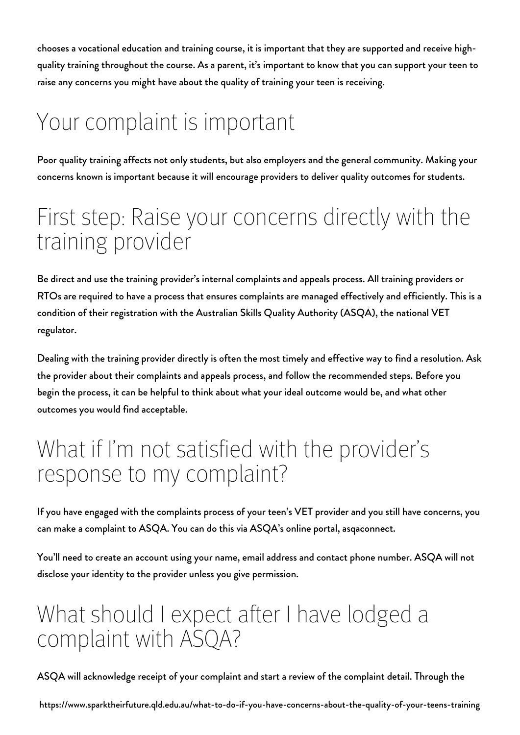chooses a vocational education and training course, it is important that they are supported and receive high-quality training throughout the course. As a parent, it's important to know that you can support your teen to raise any concerns you might have about the quality of training your teen is receiving.

# Your complaint is important

Poor quality training affects not only students, but also employers and the general community. Making your concerns known is important because it will encourage providers to deliver quality outcomes for students.

# First step: Raise your concerns directly with the training provider

Be direct and use the training provider's internal complaints and appeals process. All training providers or RTOs are required to have a process that ensures complaints are managed effectively and efficiently. This is a condition of their registration with the Australian Skills Quality Authority (ASQA), the national VET regulator.

Dealing with the training provider directly is often the most timely and effective way to find a resolution. Ask the provider about their complaints and appeals process, and follow the recommended steps. Before you begin the process, it can be helpful to think about what your ideal outcome would be, and what other outcomes you would find acceptable.

# What if I'm not satisfied with the provider's response to my complaint?

If you have engaged with the complaints process of your teen's VET provider and you still have concerns, you can make a complaint to ASQA. You can do this via ASQA's online portal, asqaconnect.

You'll need to create an account using your name, email address and contact phone number. ASQA will not disclose your identity to the provider unless you give permission.

# What should I expect after I have lodged a complaint with ASQA?

ASQA will acknowledge receipt of your complaint and start a review of the complaint detail. Through the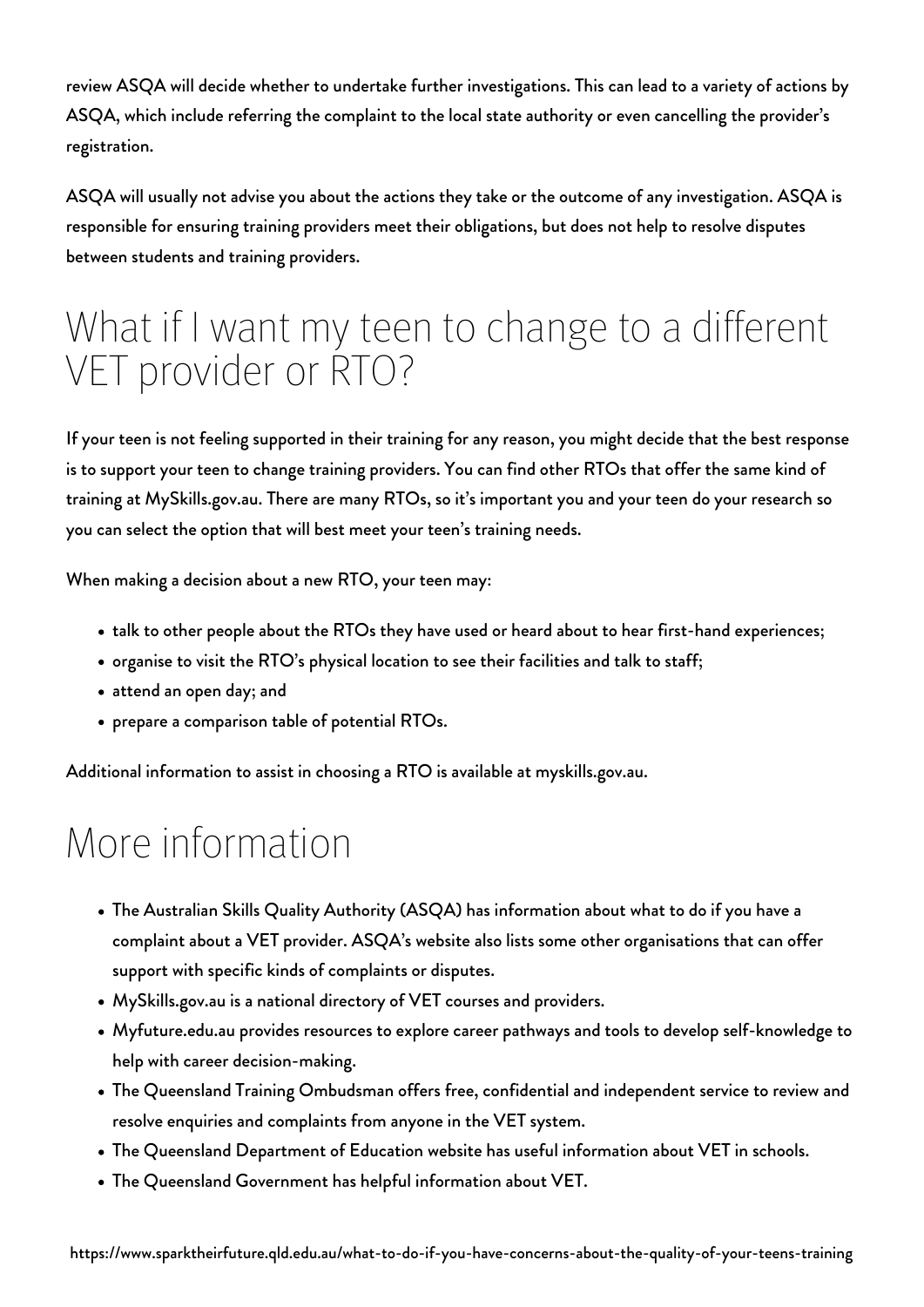review ASQA will decide whether to undertake further investigations. This can lead to a variety of actions by ASQA, which include referring the complaint to the local state authority or even cancelling the provider's registration.

ASQA will usually not advise you about the actions they take or the outcome of any investigation. ASQA is responsible for ensuring training providers meet their obligations, but does not help to resolve disputes between students and training providers.

## What if I want my teen to change to a different VET provider or RTO?

If your teen is not feeling supported in their training for any reason, you might decide that the best response is to support your teen to change training providers. You can find other RTOs that offer the same kind of training at MySkills.gov.au. There are many RTOs, so it's important you and your teen do your research so you can select the option that will best meet your teen's training needs.

When making a decision about a new RTO, your teen may:

- talk to other people about the RTOs they have used or heard about to hear first-hand experiences;
- organise to visit the RTO's physical location to see their facilities and talk to staff;
- attend an open day; and
- prepare a comparison table of potential RTOs.

Additional information to assist in choosing a RTO is available at myskills.gov.au.

## More information

- The Australian Skills Quality Authority (ASQA) has information about what to do if you have a complaint about a VET provider. ASQA's website also lists some other organisations that can offer support with specific kinds of complaints or disputes.
- MySkills.gov.au is a national directory of VET courses and providers.
- Myfuture.edu.au provides resources to explore career pathways and tools to develop self-knowledge to help with career decision-making.
- The Queensland Training Ombudsman offers free, confidential and independent service to review and resolve enquiries and complaints from anyone in the VET system.
- The Queensland Department of Education website has useful information about VET in schools.
- The Queensland Government has helpful information about VET.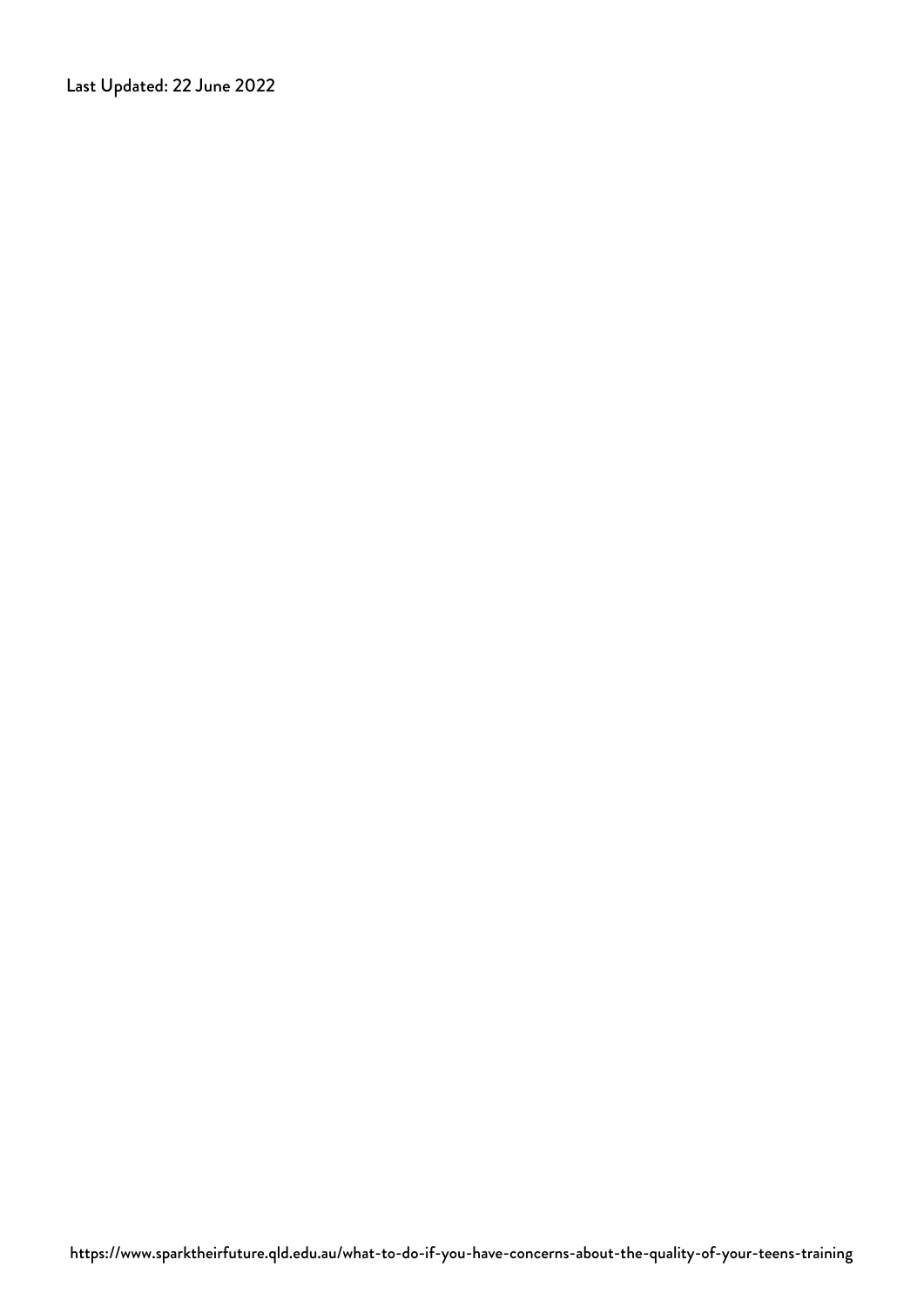Last Updated: 22 June 2022